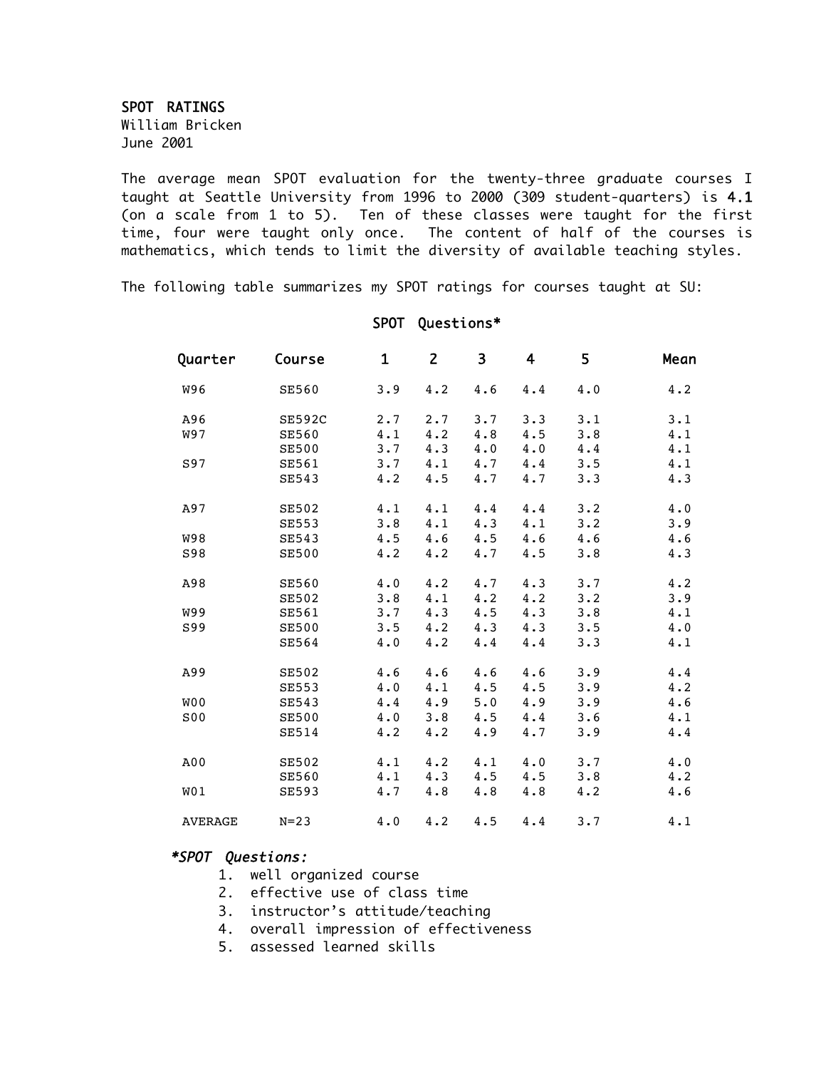## SPOT RATINGS

William Bricken  
June 2001

The average mean SPOT evaluation for the twenty-three graduate courses I taught at Seattle University from 1996 to 2000 (309 student-quarters) is **4.1** (on a scale from 1 to 5). Ten of these classes were taught for the first time, four were taught only once. The content of half of the courses is mathematics, which tends to limit the diversity of available teaching styles.

The following table summarizes my SPOT ratings for courses taught at SU:

| | | SPOT Questions* | | | | | |
|---|---|---|---|---|---|---|---|
| **Quarter** | **Course** | **1** | **2** | **3** | **4** | **5** | **Mean** |
| W96 | SE560 | 3.9 | 4.2 | 4.6 | 4.4 | 4.0 | 4.2 |
| A96 | SE592C | 2.7 | 2.7 | 3.7 | 3.3 | 3.1 | 3.1 |
| W97 | SE560 | 4.1 | 4.2 | 4.8 | 4.5 | 3.8 | 4.1 |
| | SE500 | 3.7 | 4.3 | 4.0 | 4.0 | 4.4 | 4.1 |
| S97 | SE561 | 3.7 | 4.1 | 4.7 | 4.4 | 3.5 | 4.1 |
| | SE543 | 4.2 | 4.5 | 4.7 | 4.7 | 3.3 | 4.3 |
| A97 | SE502 | 4.1 | 4.1 | 4.4 | 4.4 | 3.2 | 4.0 |
| | SE553 | 3.8 | 4.1 | 4.3 | 4.1 | 3.2 | 3.9 |
| W98 | SE543 | 4.5 | 4.6 | 4.5 | 4.6 | 4.6 | 4.6 |
| S98 | SE500 | 4.2 | 4.2 | 4.7 | 4.5 | 3.8 | 4.3 |
| A98 | SE560 | 4.0 | 4.2 | 4.7 | 4.3 | 3.7 | 4.2 |
| | SE502 | 3.8 | 4.1 | 4.2 | 4.2 | 3.2 | 3.9 |
| W99 | SE561 | 3.7 | 4.3 | 4.5 | 4.3 | 3.8 | 4.1 |
| S99 | SE500 | 3.5 | 4.2 | 4.3 | 4.3 | 3.5 | 4.0 |
| | SE564 | 4.0 | 4.2 | 4.4 | 4.4 | 3.3 | 4.1 |
| A99 | SE502 | 4.6 | 4.6 | 4.6 | 4.6 | 3.9 | 4.4 |
| | SE553 | 4.0 | 4.1 | 4.5 | 4.5 | 3.9 | 4.2 |
| W00 | SE543 | 4.4 | 4.9 | 5.0 | 4.9 | 3.9 | 4.6 |
| S00 | SE500 | 4.0 | 3.8 | 4.5 | 4.4 | 3.6 | 4.1 |
| | SE514 | 4.2 | 4.2 | 4.9 | 4.7 | 3.9 | 4.4 |
| A00 | SE502 | 4.1 | 4.2 | 4.1 | 4.0 | 3.7 | 4.0 |
| | SE560 | 4.1 | 4.3 | 4.5 | 4.5 | 3.8 | 4.2 |
| W01 | SE593 | 4.7 | 4.8 | 4.8 | 4.8 | 4.2 | 4.6 |
| AVERAGE | N=23 | 4.0 | 4.2 | 4.5 | 4.4 | 3.7 | 4.1 |

****SPOT Questions:***

1. well organized course
2. effective use of class time
3. instructor's attitude/teaching
4. overall impression of effectiveness
5. assessed learned skills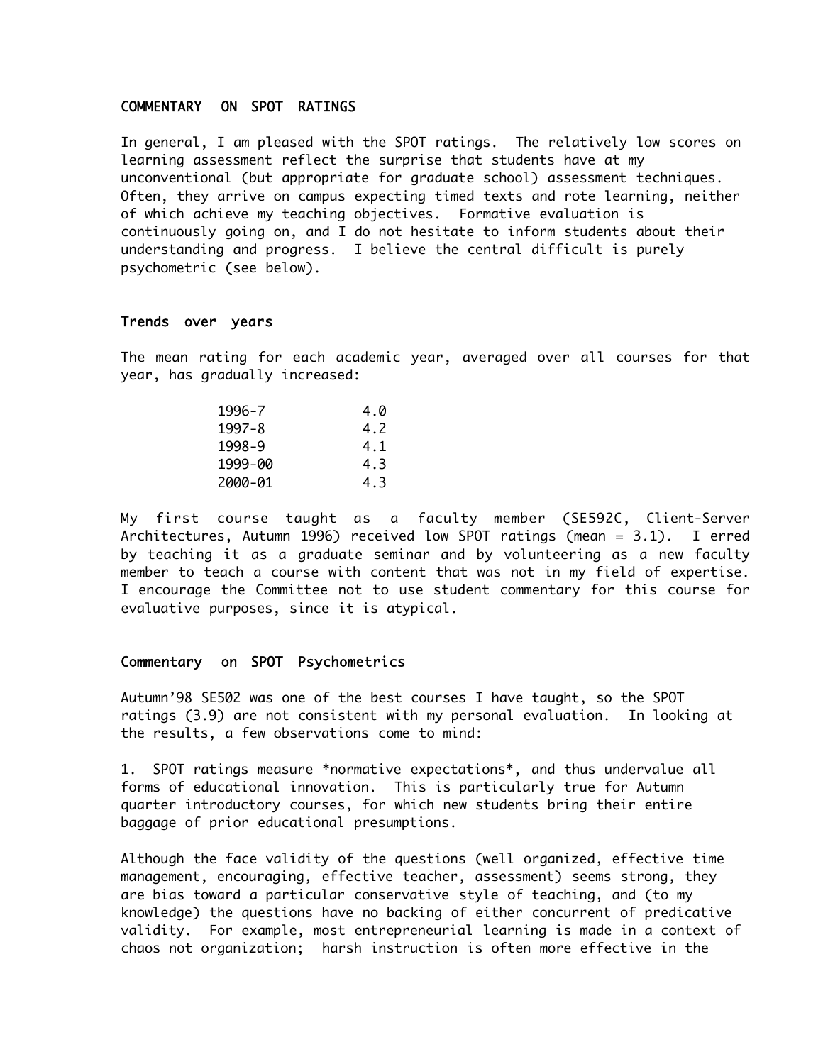## COMMENTARY ON SPOT RATINGS

In general, I am pleased with the SPOT ratings. The relatively low scores on learning assessment reflect the surprise that students have at my unconventional (but appropriate for graduate school) assessment techniques. Often, they arrive on campus expecting timed texts and rote learning, neither of which achieve my teaching objectives. Formative evaluation is continuously going on, and I do not hesitate to inform students about their understanding and progress. I believe the central difficult is purely psychometric (see below).

### Trends over years

The mean rating for each academic year, averaged over all courses for that year, has gradually increased:

| | |
|---|---|
| 1996-7 | 4.0 |
| 1997-8 | 4.2 |
| 1998-9 | 4.1 |
| 1999-00 | 4.3 |
| 2000-01 | 4.3 |

My first course taught as a faculty member (SE592C, Client-Server Architectures, Autumn 1996) received low SPOT ratings (mean = 3.1). I erred by teaching it as a graduate seminar and by volunteering as a new faculty member to teach a course with content that was not in my field of expertise. I encourage the Committee not to use student commentary for this course for evaluative purposes, since it is atypical.

### Commentary on SPOT Psychometrics

Autumn'98 SE502 was one of the best courses I have taught, so the SPOT ratings (3.9) are not consistent with my personal evaluation. In looking at the results, a few observations come to mind:

1. SPOT ratings measure *normative expectations*, and thus undervalue all forms of educational innovation. This is particularly true for Autumn quarter introductory courses, for which new students bring their entire baggage of prior educational presumptions.

Although the face validity of the questions (well organized, effective time management, encouraging, effective teacher, assessment) seems strong, they are bias toward a particular conservative style of teaching, and (to my knowledge) the questions have no backing of either concurrent of predicative validity. For example, most entrepreneurial learning is made in a context of chaos not organization; harsh instruction is often more effective in the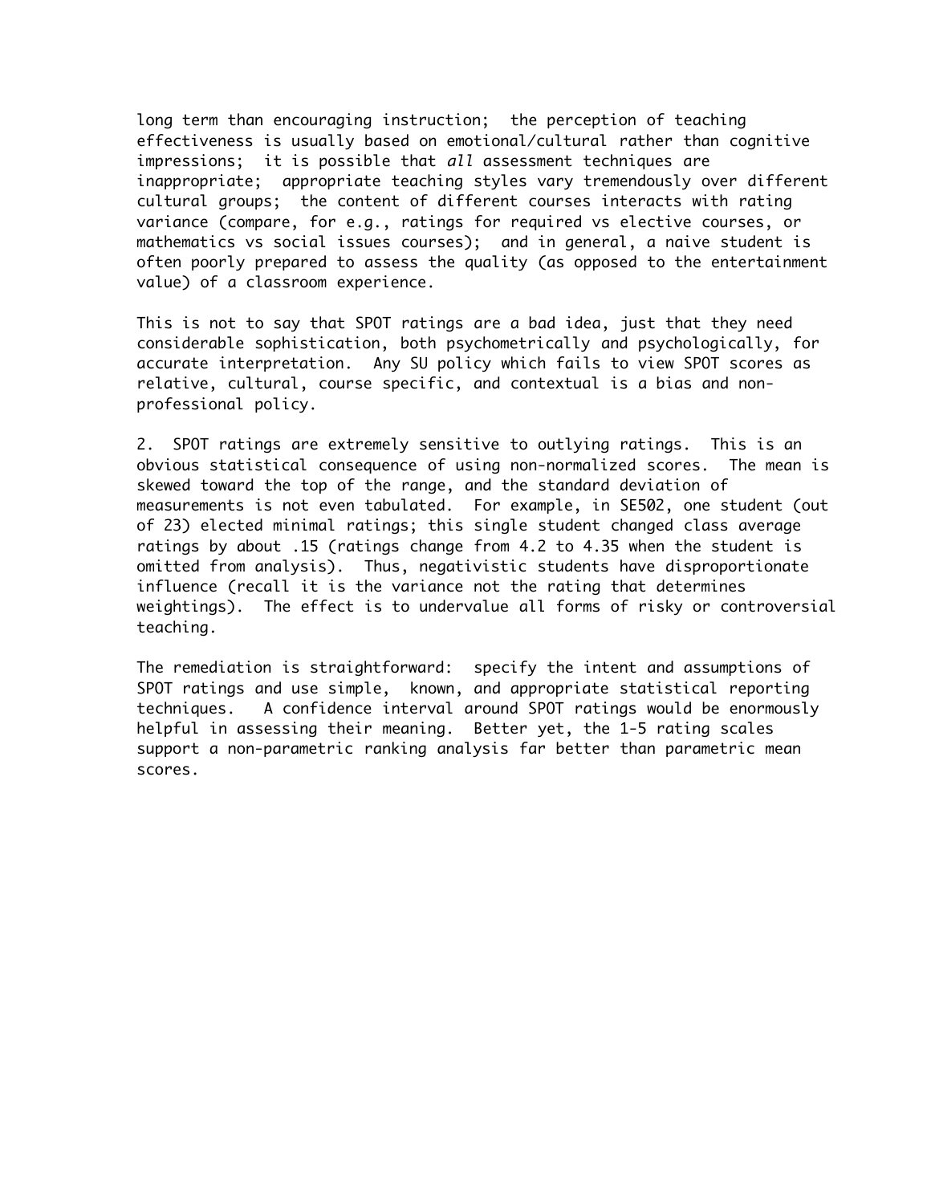long term than encouraging instruction; the perception of teaching effectiveness is usually based on emotional/cultural rather than cognitive impressions; it is possible that *all* assessment techniques are inappropriate; appropriate teaching styles vary tremendously over different cultural groups; the content of different courses interacts with rating variance (compare, for e.g., ratings for required vs elective courses, or mathematics vs social issues courses); and in general, a naive student is often poorly prepared to assess the quality (as opposed to the entertainment value) of a classroom experience.

This is not to say that SPOT ratings are a bad idea, just that they need considerable sophistication, both psychometrically and psychologically, for accurate interpretation. Any SU policy which fails to view SPOT scores as relative, cultural, course specific, and contextual is a bias and non-professional policy.

2. SPOT ratings are extremely sensitive to outlying ratings. This is an obvious statistical consequence of using non-normalized scores. The mean is skewed toward the top of the range, and the standard deviation of measurements is not even tabulated. For example, in SE502, one student (out of 23) elected minimal ratings; this single student changed class average ratings by about .15 (ratings change from 4.2 to 4.35 when the student is omitted from analysis). Thus, negativistic students have disproportionate influence (recall it is the variance not the rating that determines weightings). The effect is to undervalue all forms of risky or controversial teaching.

The remediation is straightforward: specify the intent and assumptions of SPOT ratings and use simple, known, and appropriate statistical reporting techniques. A confidence interval around SPOT ratings would be enormously helpful in assessing their meaning. Better yet, the 1-5 rating scales support a non-parametric ranking analysis far better than parametric mean scores.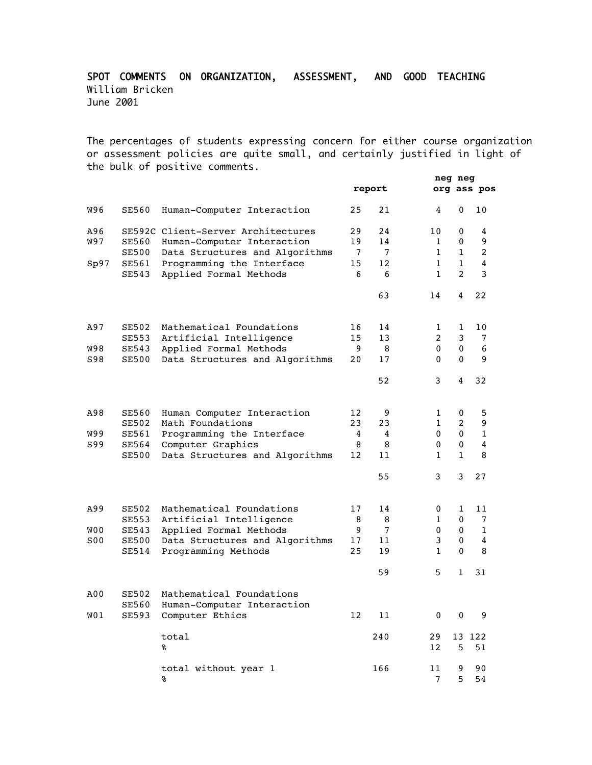## SPOT COMMENTS ON ORGANIZATION, ASSESSMENT, AND GOOD TEACHING

William Bricken
June 2001

The percentages of students expressing concern for either course organization or assessment policies are quite small, and certainly justified in light of the bulk of positive comments.

| | | | report | | neg org | neg ass | pos |
|---|---|---|---|---|---|---|---|
| W96 | SE560 | Human-Computer Interaction | 25 | 21 | 4 | 0 | 10 |
| A96 | SE592C | Client-Server Architectures | 29 | 24 | 10 | 0 | 4 |
| W97 | SE560 | Human-Computer Interaction | 19 | 14 | 1 | 0 | 9 |
| | SE500 | Data Structures and Algorithms | 7 | 7 | 1 | 1 | 2 |
| Sp97 | SE561 | Programming the Interface | 15 | 12 | 1 | 1 | 4 |
| | SE543 | Applied Formal Methods | 6 | 6 | 1 | 2 | 3 |
| | | | | 63 | 14 | 4 | 22 |
| A97 | SE502 | Mathematical Foundations | 16 | 14 | 1 | 1 | 10 |
| | SE553 | Artificial Intelligence | 15 | 13 | 2 | 3 | 7 |
| W98 | SE543 | Applied Formal Methods | 9 | 8 | 0 | 0 | 6 |
| S98 | SE500 | Data Structures and Algorithms | 20 | 17 | 0 | 0 | 9 |
| | | | | 52 | 3 | 4 | 32 |
| A98 | SE560 | Human Computer Interaction | 12 | 9 | 1 | 0 | 5 |
| | SE502 | Math Foundations | 23 | 23 | 1 | 2 | 9 |
| W99 | SE561 | Programming the Interface | 4 | 4 | 0 | 0 | 1 |
| S99 | SE564 | Computer Graphics | 8 | 8 | 0 | 0 | 4 |
| | SE500 | Data Structures and Algorithms | 12 | 11 | 1 | 1 | 8 |
| | | | | 55 | 3 | 3 | 27 |
| A99 | SE502 | Mathematical Foundations | 17 | 14 | 0 | 1 | 11 |
| | SE553 | Artificial Intelligence | 8 | 8 | 1 | 0 | 7 |
| W00 | SE543 | Applied Formal Methods | 9 | 7 | 0 | 0 | 1 |
| S00 | SE500 | Data Structures and Algorithms | 17 | 11 | 3 | 0 | 4 |
| | SE514 | Programming Methods | 25 | 19 | 1 | 0 | 8 |
| | | | | 59 | 5 | 1 | 31 |
| A00 | SE502 | Mathematical Foundations | | | | | |
| | SE560 | Human-Computer Interaction | | | | | |
| W01 | SE593 | Computer Ethics | 12 | 11 | 0 | 0 | 9 |
| | | total | | 240 | 29 | 13 | 122 |
| | | % | | | 12 | 5 | 51 |
| | | total without year 1 | | 166 | 11 | 9 | 90 |
| | | % | | | 7 | 5 | 54 |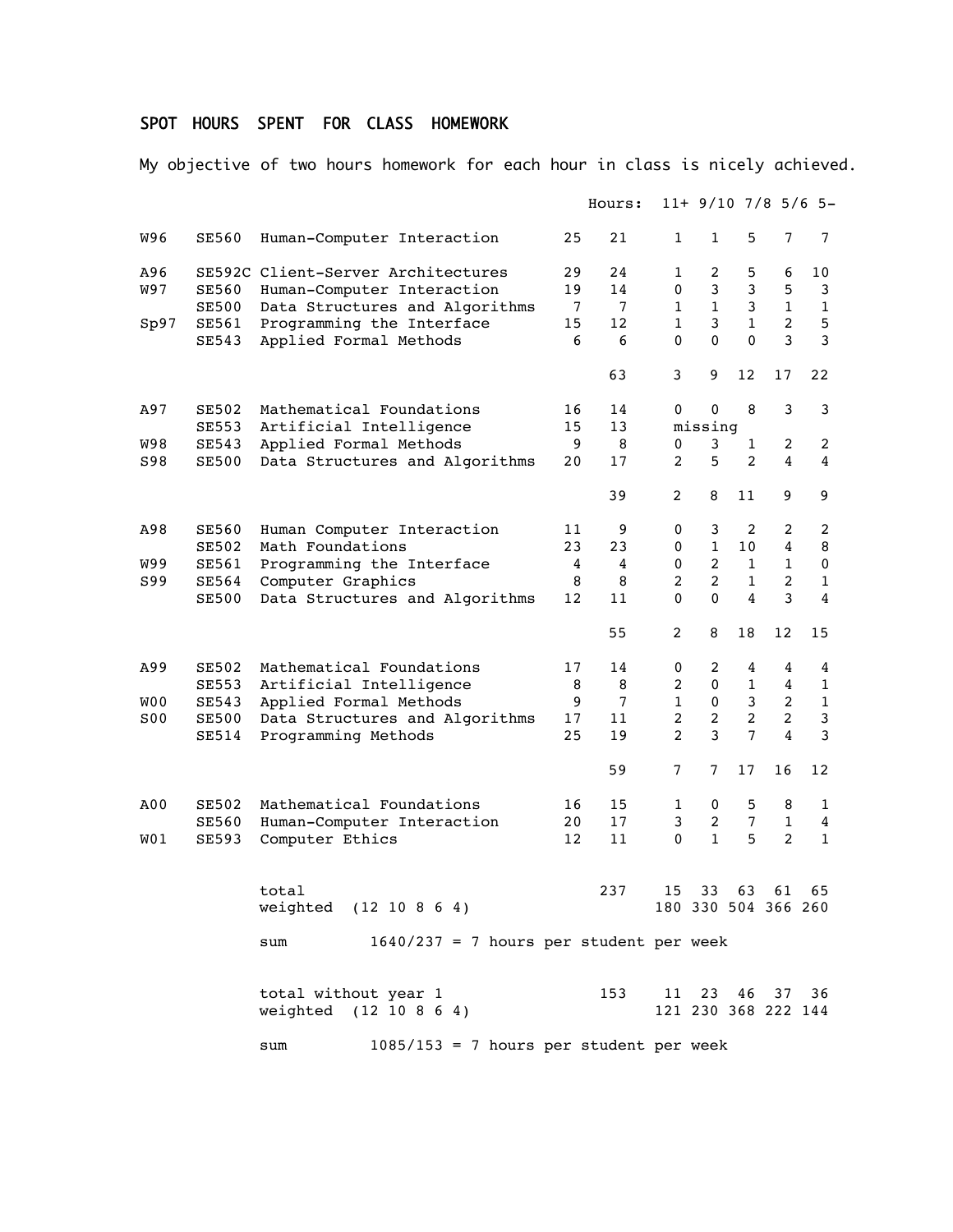## SPOT HOURS SPENT FOR CLASS HOMEWORK

My objective of two hours homework for each hour in class is nicely achieved.

| | | | | Hours: | 11+ | 9/10 | 7/8 | 5/6 | 5- |
|---|---|---|---|---|---|---|---|---|---|
| W96 | SE560 | Human-Computer Interaction | 25 | 21 | 1 | 1 | 5 | 7 | 7 |
| A96 | SE592C | Client-Server Architectures | 29 | 24 | 1 | 2 | 5 | 6 | 10 |
| W97 | SE560 | Human-Computer Interaction | 19 | 14 | 0 | 3 | 3 | 5 | 3 |
| | SE500 | Data Structures and Algorithms | 7 | 7 | 1 | 1 | 3 | 1 | 1 |
| Sp97 | SE561 | Programming the Interface | 15 | 12 | 1 | 3 | 1 | 2 | 5 |
| | SE543 | Applied Formal Methods | 6 | 6 | 0 | 0 | 0 | 3 | 3 |
| | | | | 63 | 3 | 9 | 12 | 17 | 22 |
| A97 | SE502 | Mathematical Foundations | 16 | 14 | 0 | 0 | 8 | 3 | 3 |
| | SE553 | Artificial Intelligence | 15 | 13 | missing | | | | |
| W98 | SE543 | Applied Formal Methods | 9 | 8 | 0 | 3 | 1 | 2 | 2 |
| S98 | SE500 | Data Structures and Algorithms | 20 | 17 | 2 | 5 | 2 | 4 | 4 |
| | | | | 39 | 2 | 8 | 11 | 9 | 9 |
| A98 | SE560 | Human Computer Interaction | 11 | 9 | 0 | 3 | 2 | 2 | 2 |
| | SE502 | Math Foundations | 23 | 23 | 0 | 1 | 10 | 4 | 8 |
| W99 | SE561 | Programming the Interface | 4 | 4 | 0 | 2 | 1 | 1 | 0 |
| S99 | SE564 | Computer Graphics | 8 | 8 | 2 | 2 | 1 | 2 | 1 |
| | SE500 | Data Structures and Algorithms | 12 | 11 | 0 | 0 | 4 | 3 | 4 |
| | | | | 55 | 2 | 8 | 18 | 12 | 15 |
| A99 | SE502 | Mathematical Foundations | 17 | 14 | 0 | 2 | 4 | 4 | 4 |
| | SE553 | Artificial Intelligence | 8 | 8 | 2 | 0 | 1 | 4 | 1 |
| W00 | SE543 | Applied Formal Methods | 9 | 7 | 1 | 0 | 3 | 2 | 1 |
| S00 | SE500 | Data Structures and Algorithms | 17 | 11 | 2 | 2 | 2 | 2 | 3 |
| | SE514 | Programming Methods | 25 | 19 | 2 | 3 | 7 | 4 | 3 |
| | | | | 59 | 7 | 7 | 17 | 16 | 12 |
| A00 | SE502 | Mathematical Foundations | 16 | 15 | 1 | 0 | 5 | 8 | 1 |
| | SE560 | Human-Computer Interaction | 20 | 17 | 3 | 2 | 7 | 1 | 4 |
| W01 | SE593 | Computer Ethics | 12 | 11 | 0 | 1 | 5 | 2 | 1 |
| | | total | | 237 | 15 | 33 | 63 | 61 | 65 |
| | | weighted (12 10 8 6 4) | | | 180 | 330 | 504 | 366 | 260 |
| | | sum 1640/237 = 7 hours per student per week | | | | | | | |
| | | total without year 1 | | 153 | 11 | 23 | 46 | 37 | 36 |
| | | weighted (12 10 8 6 4) | | | 121 | 230 | 368 | 222 | 144 |
| | | sum 1085/153 = 7 hours per student per week | | | | | | | |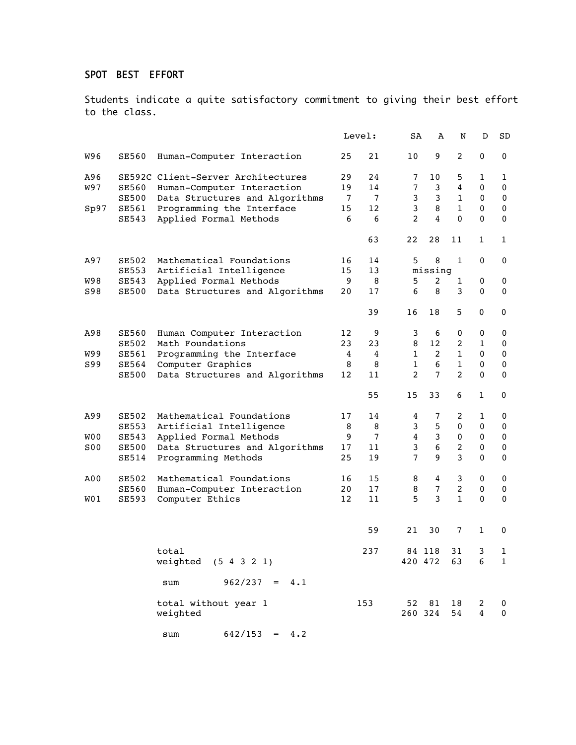## SPOT BEST EFFORT

Students indicate a quite satisfactory commitment to giving their best effort to the class.

| | | | Level: | | SA | A | N | D | SD |
|---|---|---|---|---|---|---|---|---|---|
| W96 | SE560 | Human-Computer Interaction | 25 | 21 | 10 | 9 | 2 | 0 | 0 |
| A96 | SE592C | Client-Server Architectures | 29 | 24 | 7 | 10 | 5 | 1 | 1 |
| W97 | SE560 | Human-Computer Interaction | 19 | 14 | 7 | 3 | 4 | 0 | 0 |
| | SE500 | Data Structures and Algorithms | 7 | 7 | 3 | 3 | 1 | 0 | 0 |
| Sp97 | SE561 | Programming the Interface | 15 | 12 | 3 | 8 | 1 | 0 | 0 |
| | SE543 | Applied Formal Methods | 6 | 6 | 2 | 4 | 0 | 0 | 0 |
| | | | | 63 | 22 | 28 | 11 | 1 | 1 |
| A97 | SE502 | Mathematical Foundations | 16 | 14 | 5 | 8 | 1 | 0 | 0 |
| | SE553 | Artificial Intelligence | 15 | 13 | missing | | | | |
| W98 | SE543 | Applied Formal Methods | 9 | 8 | 5 | 2 | 1 | 0 | 0 |
| S98 | SE500 | Data Structures and Algorithms | 20 | 17 | 6 | 8 | 3 | 0 | 0 |
| | | | | 39 | 16 | 18 | 5 | 0 | 0 |
| A98 | SE560 | Human Computer Interaction | 12 | 9 | 3 | 6 | 0 | 0 | 0 |
| | SE502 | Math Foundations | 23 | 23 | 8 | 12 | 2 | 1 | 0 |
| W99 | SE561 | Programming the Interface | 4 | 4 | 1 | 2 | 1 | 0 | 0 |
| S99 | SE564 | Computer Graphics | 8 | 8 | 1 | 6 | 1 | 0 | 0 |
| | SE500 | Data Structures and Algorithms | 12 | 11 | 2 | 7 | 2 | 0 | 0 |
| | | | | 55 | 15 | 33 | 6 | 1 | 0 |
| A99 | SE502 | Mathematical Foundations | 17 | 14 | 4 | 7 | 2 | 1 | 0 |
| | SE553 | Artificial Intelligence | 8 | 8 | 3 | 5 | 0 | 0 | 0 |
| W00 | SE543 | Applied Formal Methods | 9 | 7 | 4 | 3 | 0 | 0 | 0 |
| S00 | SE500 | Data Structures and Algorithms | 17 | 11 | 3 | 6 | 2 | 0 | 0 |
| | SE514 | Programming Methods | 25 | 19 | 7 | 9 | 3 | 0 | 0 |
| A00 | SE502 | Mathematical Foundations | 16 | 15 | 8 | 4 | 3 | 0 | 0 |
| | SE560 | Human-Computer Interaction | 20 | 17 | 8 | 7 | 2 | 0 | 0 |
| W01 | SE593 | Computer Ethics | 12 | 11 | 5 | 3 | 1 | 0 | 0 |
| | | | | 59 | 21 | 30 | 7 | 1 | 0 |
| | | total | | 237 | 84 | 118 | 31 | 3 | 1 |
| | | weighted (5 4 3 2 1) | | | 420 | 472 | 63 | 6 | 1 |
| | | sum 962/237 = 4.1 | | | | | | | |
| | | total without year 1 | | 153 | 52 | 81 | 18 | 2 | 0 |
| | | weighted | | | 260 | 324 | 54 | 4 | 0 |
| | | sum 642/153 = 4.2 | | | | | | | |